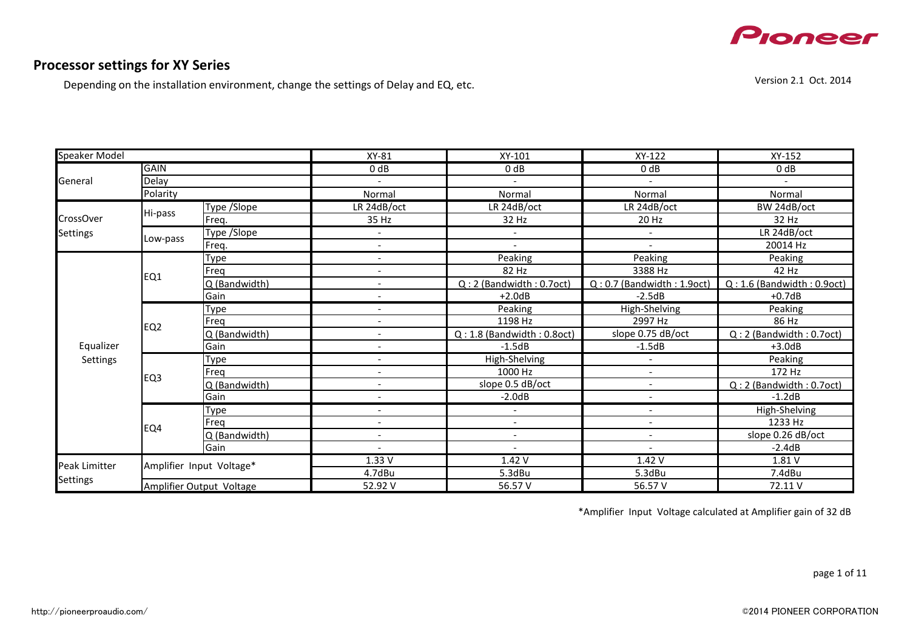Pioneer

# Processor settings for XY Series

Depending on the installation environment, change the settings of Delay and EQ, etc.

Version 2.1 Oct. 2014

| Speaker Model | | | XY-81 | XY-101 | XY-122 | XY-152 |
|---|---|---|---|---|---|---|
| General | GAIN | | 0 dB | 0 dB | 0 dB | 0 dB |
| | Delay | | - | - | - | - |
| | Polarity | | Normal | Normal | Normal | Normal |
| CrossOver Settings | Hi-pass | Type /Slope | LR 24dB/oct | LR 24dB/oct | LR 24dB/oct | BW 24dB/oct |
| | | Freq. | 35 Hz | 32 Hz | 20 Hz | 32 Hz |
| | Low-pass | Type /Slope | - | - | - | LR 24dB/oct |
| | | Freq. | - | - | - | 20014 Hz |
| Equalizer Settings | EQ1 | Type | - | Peaking | Peaking | Peaking |
| | | Freq | - | 82 Hz | 3388 Hz | 42 Hz |
| | | Q (Bandwidth) | - | Q : 2 (Bandwidth : 0.7oct) | Q : 0.7 (Bandwidth : 1.9oct) | Q : 1.6 (Bandwidth : 0.9oct) |
| | | Gain | - | +2.0dB | -2.5dB | +0.7dB |
| | EQ2 | Type | - | Peaking | High-Shelving | Peaking |
| | | Freq | - | 1198 Hz | 2997 Hz | 86 Hz |
| | | Q (Bandwidth) | - | Q : 1.8 (Bandwidth : 0.8oct) | slope 0.75 dB/oct | Q : 2 (Bandwidth : 0.7oct) |
| | | Gain | - | -1.5dB | -1.5dB | +3.0dB |
| | EQ3 | Type | - | High-Shelving | - | Peaking |
| | | Freq | - | 1000 Hz | - | 172 Hz |
| | | Q (Bandwidth) | - | slope 0.5 dB/oct | - | Q : 2 (Bandwidth : 0.7oct) |
| | | Gain | - | -2.0dB | - | -1.2dB |
| | EQ4 | Type | - | - | - | High-Shelving |
| | | Freq | - | - | - | 1233 Hz |
| | | Q (Bandwidth) | - | - | - | slope 0.26 dB/oct |
| | | Gain | - | - | - | -2.4dB |
| Peak Limitter Settings | Amplifier Input Voltage* | | 1.33 V | 1.42 V | 1.42 V | 1.81 V |
| | | | 4.7dBu | 5.3dBu | 5.3dBu | 7.4dBu |
| | Amplifier Output Voltage | | 52.92 V | 56.57 V | 56.57 V | 72.11 V |

*Amplifier Input Voltage calculated at Amplifier gain of 32 dB

http://pioneerproaudio.com/

©2014 PIONEER CORPORATION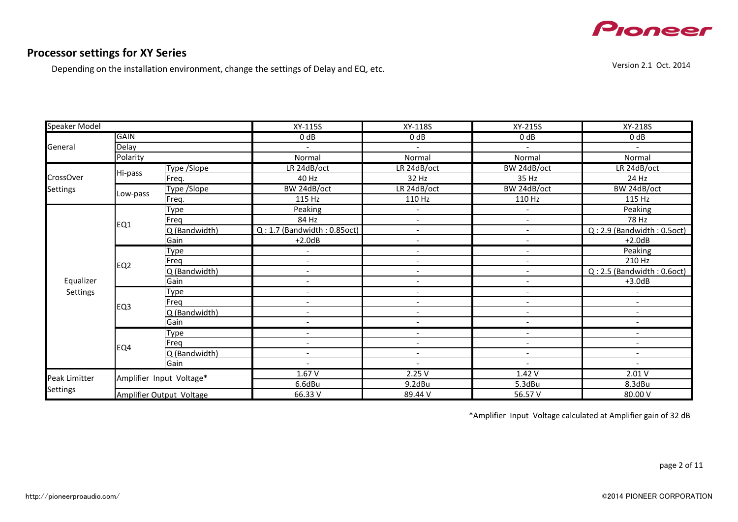## Processor settings for XY Series

Depending on the installation environment, change the settings of Delay and EQ, etc.

Version 2.1 Oct. 2014

| Speaker Model | | | XY-115S | XY-118S | XY-215S | XY-218S |
|---|---|---|---|---|---|---|
| General | GAIN | | 0 dB | 0 dB | 0 dB | 0 dB |
| | Delay | | - | - | - | - |
| | Polarity | | Normal | Normal | Normal | Normal |
| CrossOver Settings | Hi-pass | Type /Slope | LR 24dB/oct | LR 24dB/oct | BW 24dB/oct | LR 24dB/oct |
| | | Freq. | 40 Hz | 32 Hz | 35 Hz | 24 Hz |
| | Low-pass | Type /Slope | BW 24dB/oct | LR 24dB/oct | BW 24dB/oct | BW 24dB/oct |
| | | Freq. | 115 Hz | 110 Hz | 110 Hz | 115 Hz |
| Equalizer Settings | EQ1 | Type | Peaking | - | - | Peaking |
| | | Freq | 84 Hz | - | - | 78 Hz |
| | | Q (Bandwidth) | Q : 1.7 (Bandwidth : 0.85oct) | - | - | Q : 2.9 (Bandwidth : 0.5oct) |
| | | Gain | +2.0dB | - | - | +2.0dB |
| | EQ2 | Type | - | - | - | Peaking |
| | | Freq | - | - | - | 210 Hz |
| | | Q (Bandwidth) | - | - | - | Q : 2.5 (Bandwidth : 0.6oct) |
| | | Gain | - | - | - | +3.0dB |
| | EQ3 | Type | - | - | - | - |
| | | Freq | - | - | - | - |
| | | Q (Bandwidth) | - | - | - | - |
| | | Gain | - | - | - | - |
| | EQ4 | Type | - | - | - | - |
| | | Freq | - | - | - | - |
| | | Q (Bandwidth) | - | - | - | - |
| | | Gain | - | - | - | - |
| Peak Limitter Settings | Amplifier Input Voltage* | | 1.67 V | 2.25 V | 1.42 V | 2.01 V |
| | | | 6.6dBu | 9.2dBu | 5.3dBu | 8.3dBu |
| | Amplifier Output Voltage | | 66.33 V | 89.44 V | 56.57 V | 80.00 V |

*Amplifier Input Voltage calculated at Amplifier gain of 32 dB

http://pioneerproaudio.com/

©2014 PIONEER CORPORATION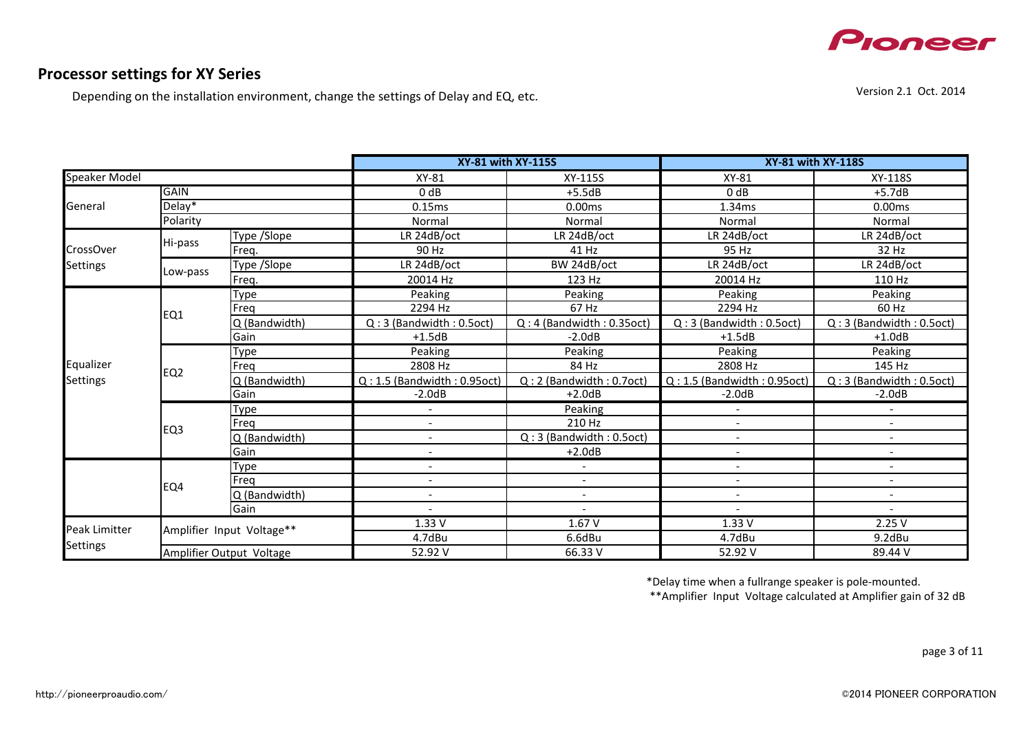## Processor settings for XY Series

Depending on the installation environment, change the settings of Delay and EQ, etc.

Version 2.1 Oct. 2014

| | | | XY-81 with XY-115S | | XY-81 with XY-118S | |
|---|---|---|---|---|---|---|
| Speaker Model | | | XY-81 | XY-115S | XY-81 | XY-118S |
| General | GAIN | | 0 dB | +5.5dB | 0 dB | +5.7dB |
| | Delay* | | 0.15ms | 0.00ms | 1.34ms | 0.00ms |
| | Polarity | | Normal | Normal | Normal | Normal |
| CrossOver Settings | Hi-pass | Type /Slope | LR 24dB/oct | LR 24dB/oct | LR 24dB/oct | LR 24dB/oct |
| | | Freq. | 90 Hz | 41 Hz | 95 Hz | 32 Hz |
| | Low-pass | Type /Slope | LR 24dB/oct | BW 24dB/oct | LR 24dB/oct | LR 24dB/oct |
| | | Freq. | 20014 Hz | 123 Hz | 20014 Hz | 110 Hz |
| Equalizer Settings | EQ1 | Type | Peaking | Peaking | Peaking | Peaking |
| | | Freq | 2294 Hz | 67 Hz | 2294 Hz | 60 Hz |
| | | Q (Bandwidth) | Q : 3 (Bandwidth : 0.5oct) | Q : 4 (Bandwidth : 0.35oct) | Q : 3 (Bandwidth : 0.5oct) | Q : 3 (Bandwidth : 0.5oct) |
| | | Gain | +1.5dB | -2.0dB | +1.5dB | +1.0dB |
| | EQ2 | Type | Peaking | Peaking | Peaking | Peaking |
| | | Freq | 2808 Hz | 84 Hz | 2808 Hz | 145 Hz |
| | | Q (Bandwidth) | Q : 1.5 (Bandwidth : 0.95oct) | Q : 2 (Bandwidth : 0.7oct) | Q : 1.5 (Bandwidth : 0.95oct) | Q : 3 (Bandwidth : 0.5oct) |
| | | Gain | -2.0dB | +2.0dB | -2.0dB | -2.0dB |
| | EQ3 | Type | - | Peaking | - | - |
| | | Freq | - | 210 Hz | - | - |
| | | Q (Bandwidth) | - | Q : 3 (Bandwidth : 0.5oct) | - | - |
| | | Gain | - | +2.0dB | - | - |
| | EQ4 | Type | - | - | - | - |
| | | Freq | - | - | - | - |
| | | Q (Bandwidth) | - | - | - | - |
| | | Gain | - | - | - | - |
| Peak Limitter Settings | Amplifier Input Voltage** | | 1.33 V | 1.67 V | 1.33 V | 2.25 V |
| | | | 4.7dBu | 6.6dBu | 4.7dBu | 9.2dBu |
| | Amplifier Output Voltage | | 52.92 V | 66.33 V | 52.92 V | 89.44 V |

*Delay time when a fullrange speaker is pole-mounted.
**Amplifier Input Voltage calculated at Amplifier gain of 32 dB

http://pioneerproaudio.com/

©2014 PIONEER CORPORATION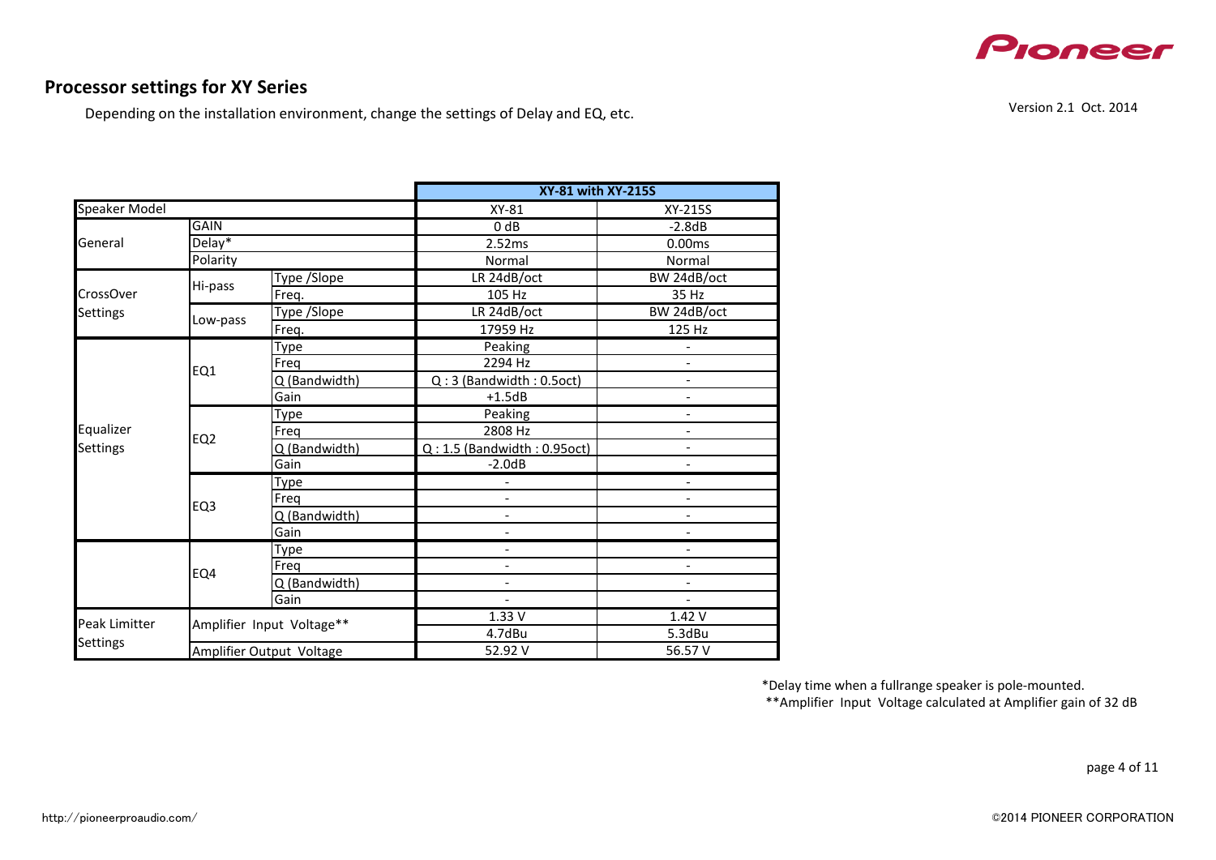## Processor settings for XY Series

Depending on the installation environment, change the settings of Delay and EQ, etc.

Version 2.1 Oct. 2014

| | | | XY-81 with XY-215S | |
|---|---|---|---|---|
| Speaker Model | | | XY-81 | XY-215S |
| General | GAIN | | 0 dB | -2.8dB |
| | Delay* | | 2.52ms | 0.00ms |
| | Polarity | | Normal | Normal |
| CrossOver Settings | Hi-pass | Type /Slope | LR 24dB/oct | BW 24dB/oct |
| | | Freq. | 105 Hz | 35 Hz |
| | Low-pass | Type /Slope | LR 24dB/oct | BW 24dB/oct |
| | | Freq. | 17959 Hz | 125 Hz |
| Equalizer Settings | EQ1 | Type | Peaking | - |
| | | Freq | 2294 Hz | - |
| | | Q (Bandwidth) | Q : 3 (Bandwidth : 0.5oct) | - |
| | | Gain | +1.5dB | - |
| | EQ2 | Type | Peaking | - |
| | | Freq | 2808 Hz | - |
| | | Q (Bandwidth) | Q : 1.5 (Bandwidth : 0.95oct) | - |
| | | Gain | -2.0dB | - |
| | EQ3 | Type | - | - |
| | | Freq | - | - |
| | | Q (Bandwidth) | - | - |
| | | Gain | - | - |
| | EQ4 | Type | - | - |
| | | Freq | - | - |
| | | Q (Bandwidth) | - | - |
| | | Gain | - | - |
| Peak Limitter Settings | Amplifier Input Voltage** | | 1.33 V | 1.42 V |
| | | | 4.7dBu | 5.3dBu |
| | Amplifier Output Voltage | | 52.92 V | 56.57 V |

*Delay time when a fullrange speaker is pole-mounted.
**Amplifier Input Voltage calculated at Amplifier gain of 32 dB

http://pioneerproaudio.com/

©2014 PIONEER CORPORATION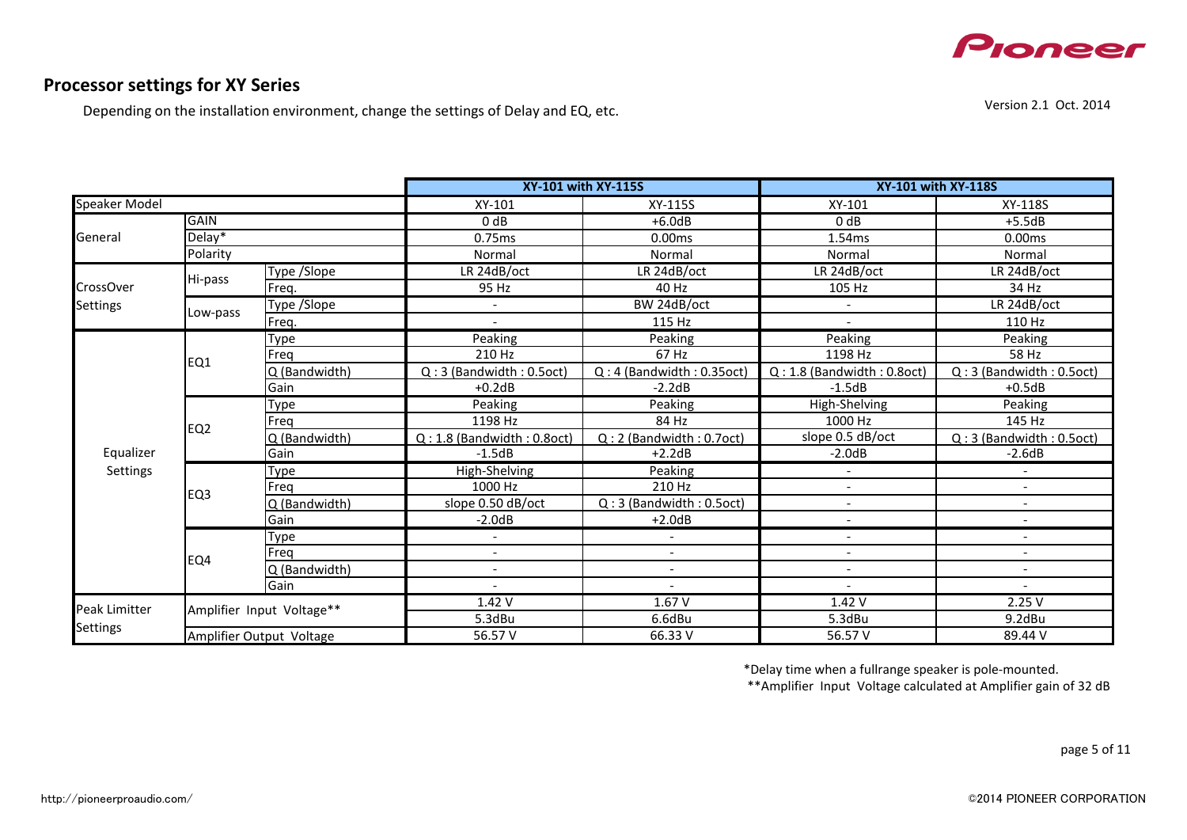## Processor settings for XY Series

Depending on the installation environment, change the settings of Delay and EQ, etc.

Version 2.1 Oct. 2014

| | | | XY-101 with XY-115S | | XY-101 with XY-118S | |
|---|---|---|---|---|---|---|
| Speaker Model | | | XY-101 | XY-115S | XY-101 | XY-118S |
| General | GAIN | | 0 dB | +6.0dB | 0 dB | +5.5dB |
| | Delay* | | 0.75ms | 0.00ms | 1.54ms | 0.00ms |
| | Polarity | | Normal | Normal | Normal | Normal |
| CrossOver Settings | Hi-pass | Type /Slope | LR 24dB/oct | LR 24dB/oct | LR 24dB/oct | LR 24dB/oct |
| | | Freq. | 95 Hz | 40 Hz | 105 Hz | 34 Hz |
| | Low-pass | Type /Slope | - | BW 24dB/oct | - | LR 24dB/oct |
| | | Freq. | - | 115 Hz | - | 110 Hz |
| Equalizer Settings | EQ1 | Type | Peaking | Peaking | Peaking | Peaking |
| | | Freq | 210 Hz | 67 Hz | 1198 Hz | 58 Hz |
| | | Q (Bandwidth) | Q : 3 (Bandwidth : 0.5oct) | Q : 4 (Bandwidth : 0.35oct) | Q : 1.8 (Bandwidth : 0.8oct) | Q : 3 (Bandwidth : 0.5oct) |
| | | Gain | +0.2dB | -2.2dB | -1.5dB | +0.5dB |
| | EQ2 | Type | Peaking | Peaking | High-Shelving | Peaking |
| | | Freq | 1198 Hz | 84 Hz | 1000 Hz | 145 Hz |
| | | Q (Bandwidth) | Q : 1.8 (Bandwidth : 0.8oct) | Q : 2 (Bandwidth : 0.7oct) | slope 0.5 dB/oct | Q : 3 (Bandwidth : 0.5oct) |
| | | Gain | -1.5dB | +2.2dB | -2.0dB | -2.6dB |
| | EQ3 | Type | High-Shelving | Peaking | - | - |
| | | Freq | 1000 Hz | 210 Hz | - | - |
| | | Q (Bandwidth) | slope 0.50 dB/oct | Q : 3 (Bandwidth : 0.5oct) | - | - |
| | | Gain | -2.0dB | +2.0dB | - | - |
| | EQ4 | Type | - | - | - | - |
| | | Freq | - | - | - | - |
| | | Q (Bandwidth) | - | - | - | - |
| | | Gain | - | - | - | - |
| Peak Limitter Settings | Amplifier Input Voltage** | | 1.42 V | 1.67 V | 1.42 V | 2.25 V |
| | | | 5.3dBu | 6.6dBu | 5.3dBu | 9.2dBu |
| | Amplifier Output Voltage | | 56.57 V | 66.33 V | 56.57 V | 89.44 V |

*Delay time when a fullrange speaker is pole-mounted.
**Amplifier Input Voltage calculated at Amplifier gain of 32 dB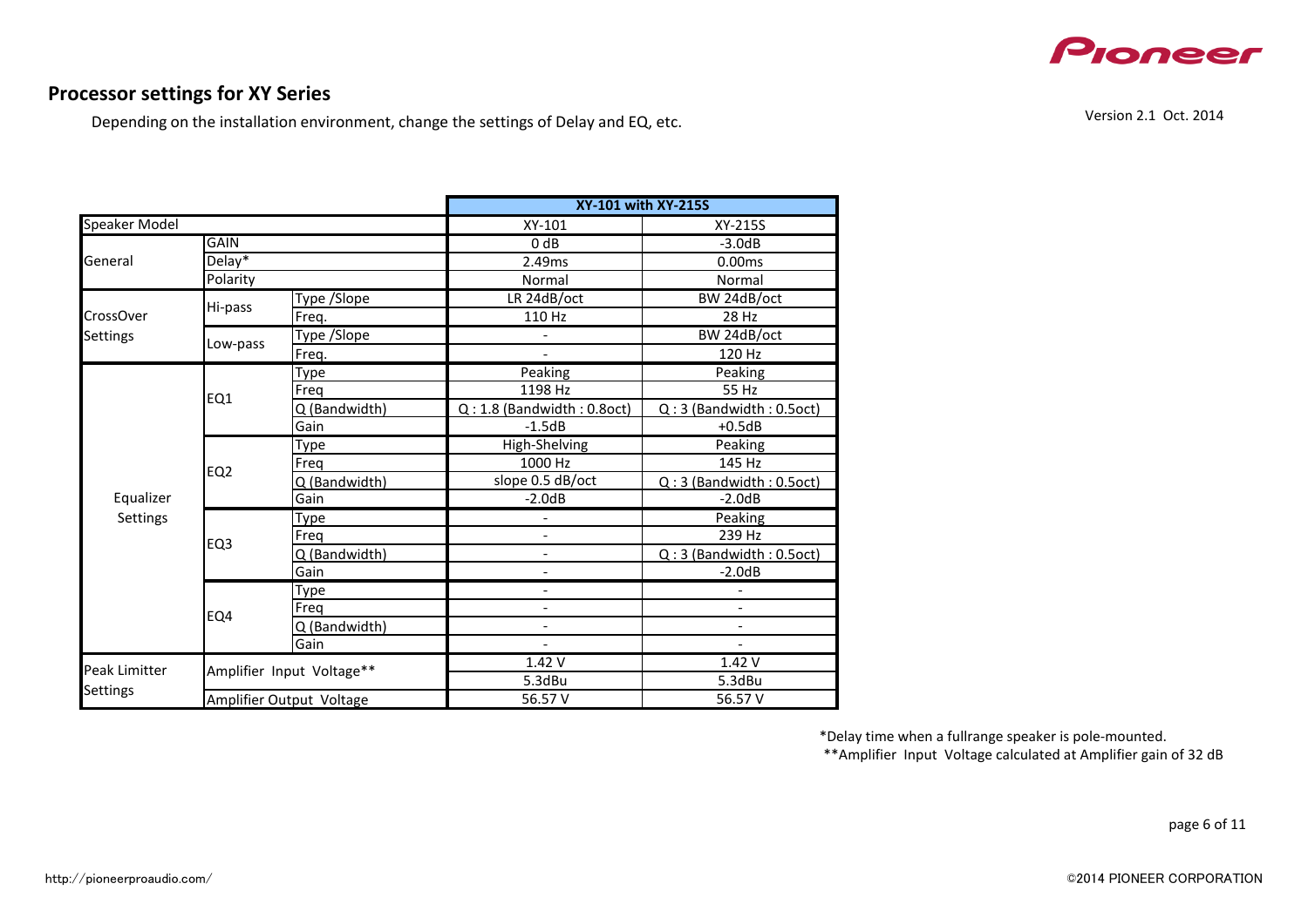## Processor settings for XY Series

Depending on the installation environment, change the settings of Delay and EQ, etc.

Version 2.1 Oct. 2014

| | | | XY-101 with XY-215S | |
|---|---|---|---|---|
| Speaker Model | | | XY-101 | XY-215S |
| General | GAIN | | 0 dB | -3.0dB |
| | Delay* | | 2.49ms | 0.00ms |
| | Polarity | | Normal | Normal |
| CrossOver Settings | Hi-pass | Type /Slope | LR 24dB/oct | BW 24dB/oct |
| | | Freq. | 110 Hz | 28 Hz |
| | Low-pass | Type /Slope | - | BW 24dB/oct |
| | | Freq. | - | 120 Hz |
| Equalizer Settings | EQ1 | Type | Peaking | Peaking |
| | | Freq | 1198 Hz | 55 Hz |
| | | Q (Bandwidth) | Q : 1.8 (Bandwidth : 0.8oct) | Q : 3 (Bandwidth : 0.5oct) |
| | | Gain | -1.5dB | +0.5dB |
| | EQ2 | Type | High-Shelving | Peaking |
| | | Freq | 1000 Hz | 145 Hz |
| | | Q (Bandwidth) | slope 0.5 dB/oct | Q : 3 (Bandwidth : 0.5oct) |
| | | Gain | -2.0dB | -2.0dB |
| | EQ3 | Type | - | Peaking |
| | | Freq | - | 239 Hz |
| | | Q (Bandwidth) | - | Q : 3 (Bandwidth : 0.5oct) |
| | | Gain | - | -2.0dB |
| | EQ4 | Type | - | - |
| | | Freq | - | - |
| | | Q (Bandwidth) | - | - |
| | | Gain | - | - |
| Peak Limitter Settings | Amplifier Input Voltage** | | 1.42 V | 1.42 V |
| | | | 5.3dBu | 5.3dBu |
| | Amplifier Output Voltage | | 56.57 V | 56.57 V |

*Delay time when a fullrange speaker is pole-mounted.
**Amplifier Input Voltage calculated at Amplifier gain of 32 dB

http://pioneerproaudio.com/

©2014 PIONEER CORPORATION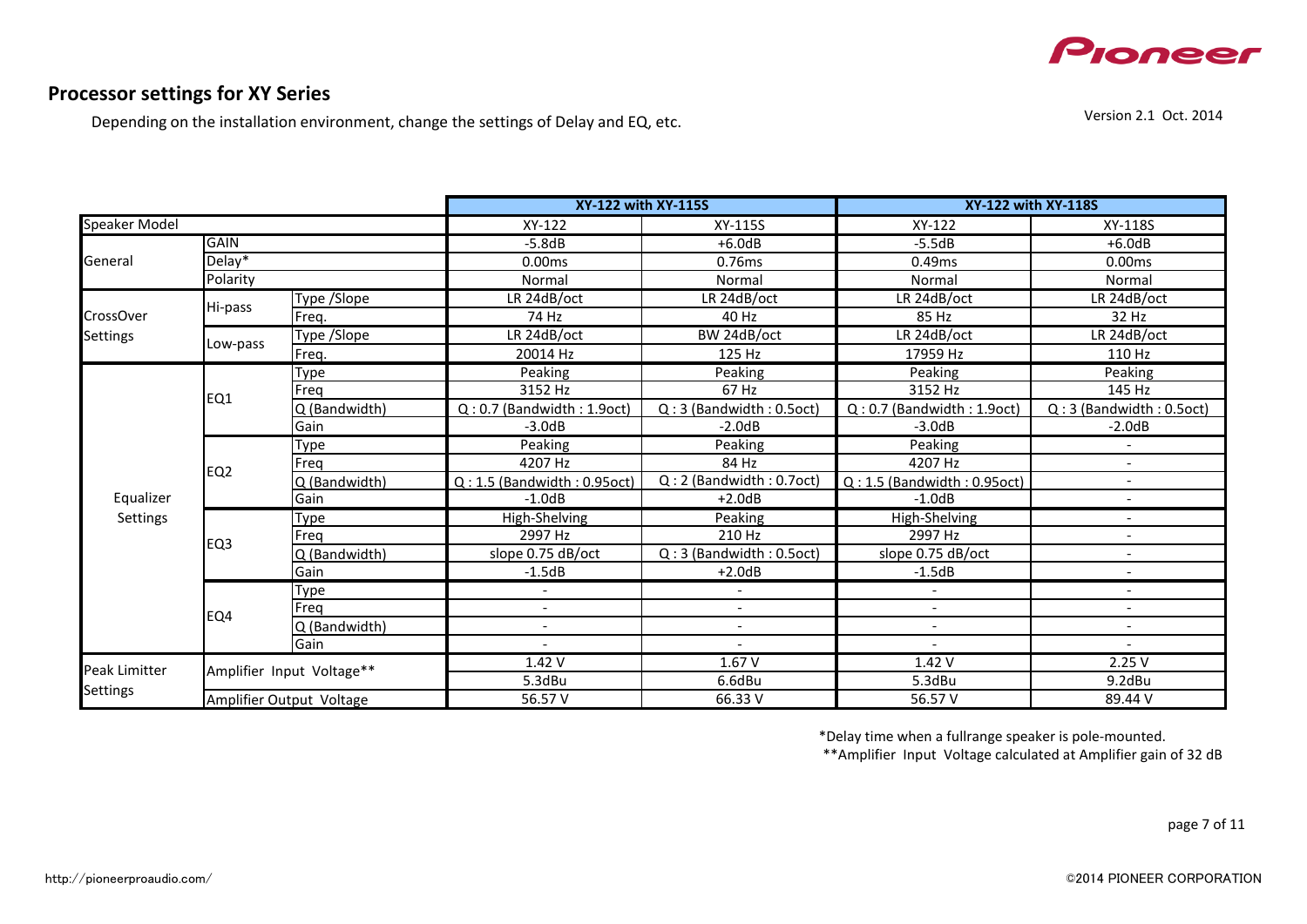## Processor settings for XY Series

Depending on the installation environment, change the settings of Delay and EQ, etc.

Version 2.1 Oct. 2014

| | | | XY-122 with XY-115S | | XY-122 with XY-118S | |
|---|---|---|---|---|---|---|
| Speaker Model | | | XY-122 | XY-115S | XY-122 | XY-118S |
| General | GAIN | | -5.8dB | +6.0dB | -5.5dB | +6.0dB |
| | Delay* | | 0.00ms | 0.76ms | 0.49ms | 0.00ms |
| | Polarity | | Normal | Normal | Normal | Normal |
| CrossOver Settings | Hi-pass | Type /Slope | LR 24dB/oct | LR 24dB/oct | LR 24dB/oct | LR 24dB/oct |
| | | Freq. | 74 Hz | 40 Hz | 85 Hz | 32 Hz |
| | Low-pass | Type /Slope | LR 24dB/oct | BW 24dB/oct | LR 24dB/oct | LR 24dB/oct |
| | | Freq. | 20014 Hz | 125 Hz | 17959 Hz | 110 Hz |
| Equalizer Settings | EQ1 | Type | Peaking | Peaking | Peaking | Peaking |
| | | Freq | 3152 Hz | 67 Hz | 3152 Hz | 145 Hz |
| | | Q (Bandwidth) | Q : 0.7 (Bandwidth : 1.9oct) | Q : 3 (Bandwidth : 0.5oct) | Q : 0.7 (Bandwidth : 1.9oct) | Q : 3 (Bandwidth : 0.5oct) |
| | | Gain | -3.0dB | -2.0dB | -3.0dB | -2.0dB |
| | EQ2 | Type | Peaking | Peaking | Peaking | - |
| | | Freq | 4207 Hz | 84 Hz | 4207 Hz | - |
| | | Q (Bandwidth) | Q : 1.5 (Bandwidth : 0.95oct) | Q : 2 (Bandwidth : 0.7oct) | Q : 1.5 (Bandwidth : 0.95oct) | - |
| | | Gain | -1.0dB | +2.0dB | -1.0dB | - |
| | EQ3 | Type | High-Shelving | Peaking | High-Shelving | - |
| | | Freq | 2997 Hz | 210 Hz | 2997 Hz | - |
| | | Q (Bandwidth) | slope 0.75 dB/oct | Q : 3 (Bandwidth : 0.5oct) | slope 0.75 dB/oct | - |
| | | Gain | -1.5dB | +2.0dB | -1.5dB | - |
| | EQ4 | Type | - | - | - | - |
| | | Freq | - | - | - | - |
| | | Q (Bandwidth) | - | - | - | - |
| | | Gain | - | - | - | - |
| Peak Limitter Settings | Amplifier Input Voltage** | | 1.42 V | 1.67 V | 1.42 V | 2.25 V |
| | | | 5.3dBu | 6.6dBu | 5.3dBu | 9.2dBu |
| | Amplifier Output Voltage | | 56.57 V | 66.33 V | 56.57 V | 89.44 V |

*Delay time when a fullrange speaker is pole-mounted.

**Amplifier Input Voltage calculated at Amplifier gain of 32 dB

http://pioneerproaudio.com/

©2014 PIONEER CORPORATION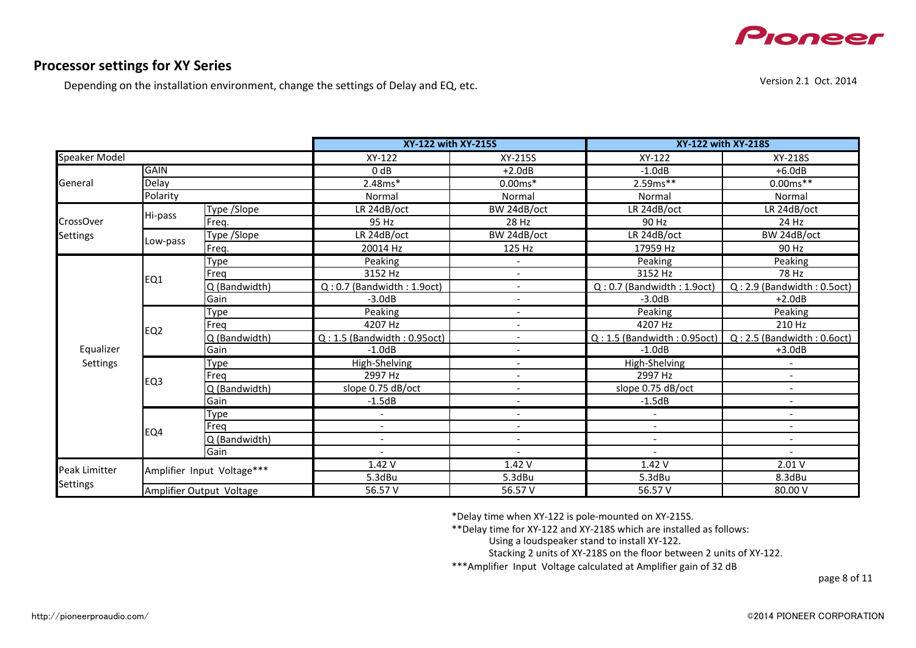## Processor settings for XY Series

Depending on the installation environment, change the settings of Delay and EQ, etc.

Version 2.1 Oct. 2014

| | | | XY-122 with XY-215S | | XY-122 with XY-218S | |
|---|---|---|---|---|---|---|
| Speaker Model | | | XY-122 | XY-215S | XY-122 | XY-218S |
| General | GAIN | | 0 dB | +2.0dB | -1.0dB | +6.0dB |
| | Delay | | 2.48ms* | 0.00ms* | 2.59ms** | 0.00ms** |
| | Polarity | | Normal | Normal | Normal | Normal |
| CrossOver Settings | Hi-pass | Type /Slope | LR 24dB/oct | BW 24dB/oct | LR 24dB/oct | LR 24dB/oct |
| | | Freq. | 95 Hz | 28 Hz | 90 Hz | 24 Hz |
| | Low-pass | Type /Slope | LR 24dB/oct | BW 24dB/oct | LR 24dB/oct | BW 24dB/oct |
| | | Freq. | 20014 Hz | 125 Hz | 17959 Hz | 90 Hz |
| Equalizer Settings | EQ1 | Type | Peaking | - | Peaking | Peaking |
| | | Freq | 3152 Hz | - | 3152 Hz | 78 Hz |
| | | Q (Bandwidth) | Q : 0.7 (Bandwidth : 1.9oct) | - | Q : 0.7 (Bandwidth : 1.9oct) | Q : 2.9 (Bandwidth : 0.5oct) |
| | | Gain | -3.0dB | - | -3.0dB | +2.0dB |
| | EQ2 | Type | Peaking | - | Peaking | Peaking |
| | | Freq | 4207 Hz | - | 4207 Hz | 210 Hz |
| | | Q (Bandwidth) | Q : 1.5 (Bandwidth : 0.95oct) | - | Q : 1.5 (Bandwidth : 0.95oct) | Q : 2.5 (Bandwidth : 0.6oct) |
| | | Gain | -1.0dB | - | -1.0dB | +3.0dB |
| | EQ3 | Type | High-Shelving | - | High-Shelving | - |
| | | Freq | 2997 Hz | - | 2997 Hz | - |
| | | Q (Bandwidth) | slope 0.75 dB/oct | - | slope 0.75 dB/oct | - |
| | | Gain | -1.5dB | - | -1.5dB | - |
| | EQ4 | Type | - | - | - | - |
| | | Freq | - | - | - | - |
| | | Q (Bandwidth) | - | - | - | - |
| | | Gain | - | - | - | - |
| Peak Limitter Settings | Amplifier Input Voltage*** | | 1.42 V | 1.42 V | 1.42 V | 2.01 V |
| | | | 5.3dBu | 5.3dBu | 5.3dBu | 8.3dBu |
| | Amplifier Output Voltage | | 56.57 V | 56.57 V | 56.57 V | 80.00 V |

*Delay time when XY-122 is pole-mounted on XY-215S.

**Delay time for XY-122 and XY-218S which are installed as follows:
- Using a loudspeaker stand to install XY-122.
- Stacking 2 units of XY-218S on the floor between 2 units of XY-122.

***Amplifier Input Voltage calculated at Amplifier gain of 32 dB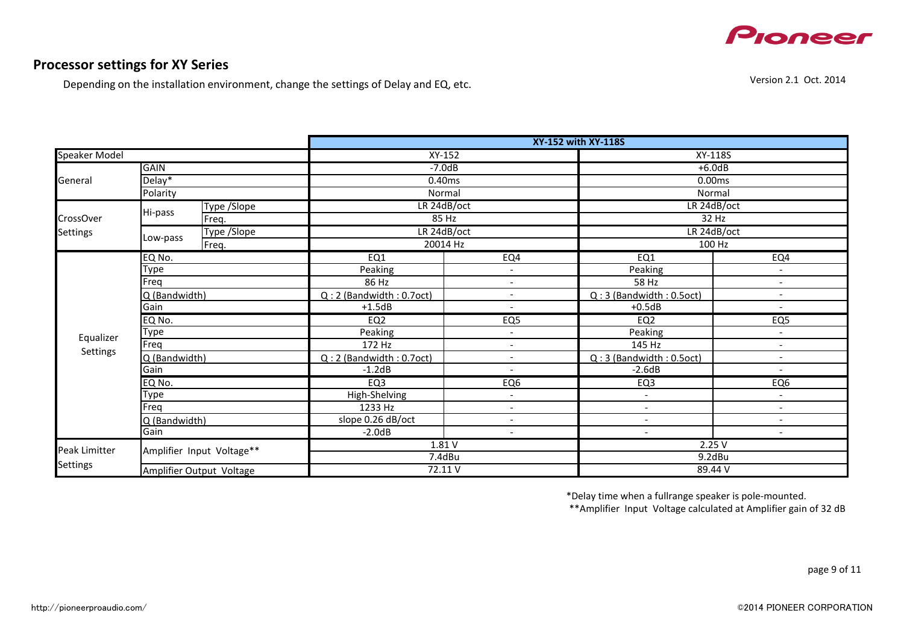## Processor settings for XY Series

Depending on the installation environment, change the settings of Delay and EQ, etc.

Version 2.1 Oct. 2014

| | | | XY-152 with XY-118S | | | |
|---|---|---|---|---|---|---|
| Speaker Model | | | XY-152 | | XY-118S | |
| General | GAIN | | -7.0dB | | +6.0dB | |
| | Delay* | | 0.40ms | | 0.00ms | |
| | Polarity | | Normal | | Normal | |
| CrossOver Settings | Hi-pass | Type /Slope | LR 24dB/oct | | LR 24dB/oct | |
| | | Freq. | 85 Hz | | 32 Hz | |
| | Low-pass | Type /Slope | LR 24dB/oct | | LR 24dB/oct | |
| | | Freq. | 20014 Hz | | 100 Hz | |
| Equalizer Settings | EQ No. | | EQ1 | EQ4 | EQ1 | EQ4 |
| | Type | | Peaking | - | Peaking | - |
| | Freq | | 86 Hz | - | 58 Hz | - |
| | Q (Bandwidth) | | Q : 2 (Bandwidth : 0.7oct) | - | Q : 3 (Bandwidth : 0.5oct) | - |
| | Gain | | +1.5dB | - | +0.5dB | - |
| | EQ No. | | EQ2 | EQ5 | EQ2 | EQ5 |
| | Type | | Peaking | - | Peaking | - |
| | Freq | | 172 Hz | - | 145 Hz | - |
| | Q (Bandwidth) | | Q : 2 (Bandwidth : 0.7oct) | - | Q : 3 (Bandwidth : 0.5oct) | - |
| | Gain | | -1.2dB | - | -2.6dB | - |
| | EQ No. | | EQ3 | EQ6 | EQ3 | EQ6 |
| | Type | | High-Shelving | - | - | - |
| | Freq | | 1233 Hz | - | - | - |
| | Q (Bandwidth) | | slope 0.26 dB/oct | - | - | - |
| | Gain | | -2.0dB | - | - | - |
| Peak Limitter Settings | Amplifier Input Voltage** | | 1.81 V | | 2.25 V | |
| | | | 7.4dBu | | 9.2dBu | |
| | Amplifier Output Voltage | | 72.11 V | | 89.44 V | |

*Delay time when a fullrange speaker is pole-mounted.

**Amplifier Input Voltage calculated at Amplifier gain of 32 dB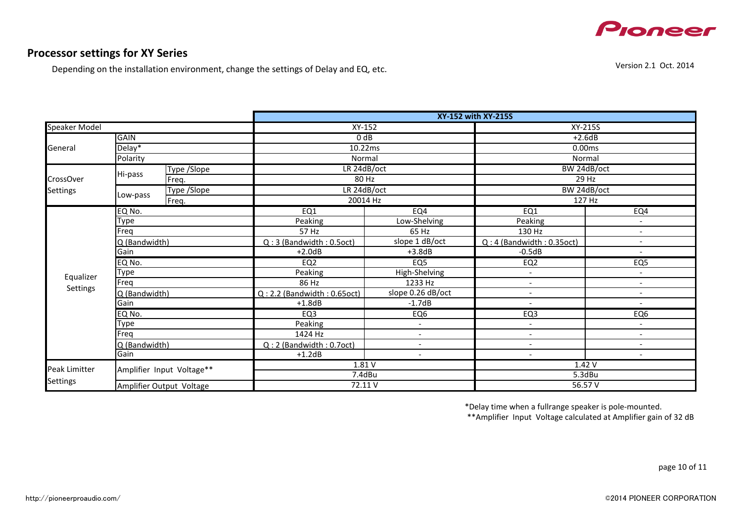## Processor settings for XY Series

Depending on the installation environment, change the settings of Delay and EQ, etc.

Version 2.1 Oct. 2014

| | | | XY-152 with XY-215S | | | |
|---|---|---|---|---|---|---|
| Speaker Model | | | XY-152 | | XY-215S | |
| General | GAIN | | 0 dB | | +2.6dB | |
| | Delay* | | 10.22ms | | 0.00ms | |
| | Polarity | | Normal | | Normal | |
| CrossOver Settings | Hi-pass | Type /Slope | LR 24dB/oct | | BW 24dB/oct | |
| | | Freq. | 80 Hz | | 29 Hz | |
| | Low-pass | Type /Slope | LR 24dB/oct | | BW 24dB/oct | |
| | | Freq. | 20014 Hz | | 127 Hz | |
| Equalizer Settings | EQ No. | | EQ1 | EQ4 | EQ1 | EQ4 |
| | Type | | Peaking | Low-Shelving | Peaking | - |
| | Freq | | 57 Hz | 65 Hz | 130 Hz | - |
| | Q (Bandwidth) | | Q : 3 (Bandwidth : 0.5oct) | slope 1 dB/oct | Q : 4 (Bandwidth : 0.35oct) | - |
| | Gain | | +2.0dB | +3.8dB | -0.5dB | - |
| | EQ No. | | EQ2 | EQ5 | EQ2 | EQ5 |
| | Type | | Peaking | High-Shelving | - | - |
| | Freq | | 86 Hz | 1233 Hz | - | - |
| | Q (Bandwidth) | | Q : 2.2 (Bandwidth : 0.65oct) | slope 0.26 dB/oct | - | - |
| | Gain | | +1.8dB | -1.7dB | - | - |
| | EQ No. | | EQ3 | EQ6 | EQ3 | EQ6 |
| | Type | | Peaking | - | - | - |
| | Freq | | 1424 Hz | - | - | - |
| | Q (Bandwidth) | | Q : 2 (Bandwidth : 0.7oct) | - | - | - |
| | Gain | | +1.2dB | - | - | - |
| Peak Limitter Settings | Amplifier Input Voltage** | | 1.81 V | | 1.42 V | |
| | | | 7.4dBu | | 5.3dBu | |
| | Amplifier Output Voltage | | 72.11 V | | 56.57 V | |

*Delay time when a fullrange speaker is pole-mounted.

**Amplifier Input Voltage calculated at Amplifier gain of 32 dB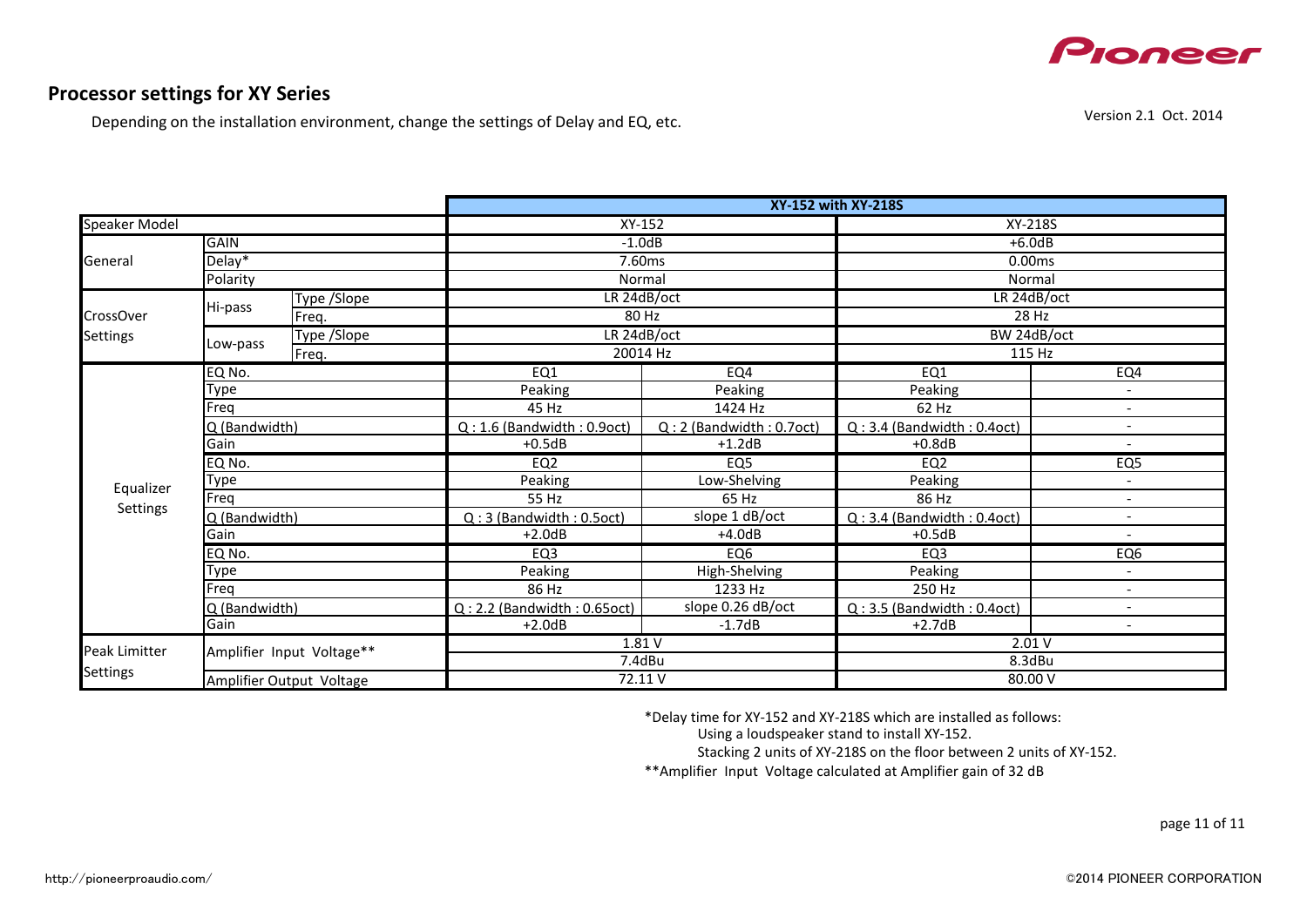## Processor settings for XY Series

Depending on the installation environment, change the settings of Delay and EQ, etc.

Version 2.1 Oct. 2014

| | | | XY-152 with XY-218S | | | |
|---|---|---|---|---|---|---|
| Speaker Model | | | XY-152 | | XY-218S | |
| General | GAIN | | -1.0dB | | +6.0dB | |
| | Delay* | | 7.60ms | | 0.00ms | |
| | Polarity | | Normal | | Normal | |
| CrossOver Settings | Hi-pass | Type /Slope | LR 24dB/oct | | LR 24dB/oct | |
| | | Freq. | 80 Hz | | 28 Hz | |
| | Low-pass | Type /Slope | LR 24dB/oct | | BW 24dB/oct | |
| | | Freq. | 20014 Hz | | 115 Hz | |
| Equalizer Settings | EQ No. | | EQ1 | EQ4 | EQ1 | EQ4 |
| | Type | | Peaking | Peaking | Peaking | - |
| | Freq | | 45 Hz | 1424 Hz | 62 Hz | - |
| | Q (Bandwidth) | | Q : 1.6 (Bandwidth : 0.9oct) | Q : 2 (Bandwidth : 0.7oct) | Q : 3.4 (Bandwidth : 0.4oct) | - |
| | Gain | | +0.5dB | +1.2dB | +0.8dB | - |
| | EQ No. | | EQ2 | EQ5 | EQ2 | EQ5 |
| | Type | | Peaking | Low-Shelving | Peaking | - |
| | Freq | | 55 Hz | 65 Hz | 86 Hz | - |
| | Q (Bandwidth) | | Q : 3 (Bandwidth : 0.5oct) | slope 1 dB/oct | Q : 3.4 (Bandwidth : 0.4oct) | - |
| | Gain | | +2.0dB | +4.0dB | +0.5dB | - |
| | EQ No. | | EQ3 | EQ6 | EQ3 | EQ6 |
| | Type | | Peaking | High-Shelving | Peaking | - |
| | Freq | | 86 Hz | 1233 Hz | 250 Hz | - |
| | Q (Bandwidth) | | Q : 2.2 (Bandwidth : 0.65oct) | slope 0.26 dB/oct | Q : 3.5 (Bandwidth : 0.4oct) | - |
| | Gain | | +2.0dB | -1.7dB | +2.7dB | - |
| Peak Limitter Settings | Amplifier Input Voltage** | | 1.81 V | | 2.01 V | |
| | | | 7.4dBu | | 8.3dBu | |
| | Amplifier Output Voltage | | 72.11 V | | 80.00 V | |

*Delay time for XY-152 and XY-218S which are installed as follows:
Using a loudspeaker stand to install XY-152.
Stacking 2 units of XY-218S on the floor between 2 units of XY-152.

**Amplifier Input Voltage calculated at Amplifier gain of 32 dB

http://pioneerproaudio.com/

©2014 PIONEER CORPORATION